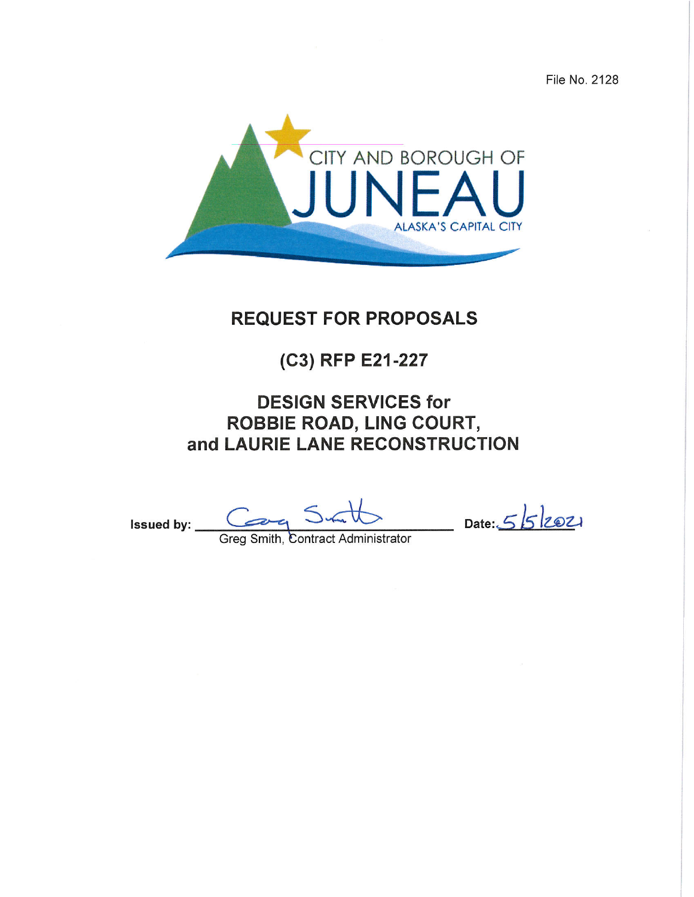File No. 2128

CITY AND BOROUGH OF

JUNEAU

ALASKA'S CAPITAL CITY

# REQUEST FOR PROPOSALS

## (C3) RFP E21-227

## DESIGN SERVICES for ROBBIE ROAD, LING COURT, and LAURIE LANE RECONSTRUCTION

**Issued by:** Greg Smith, Contract Administrator

**Date:** 5/5/2021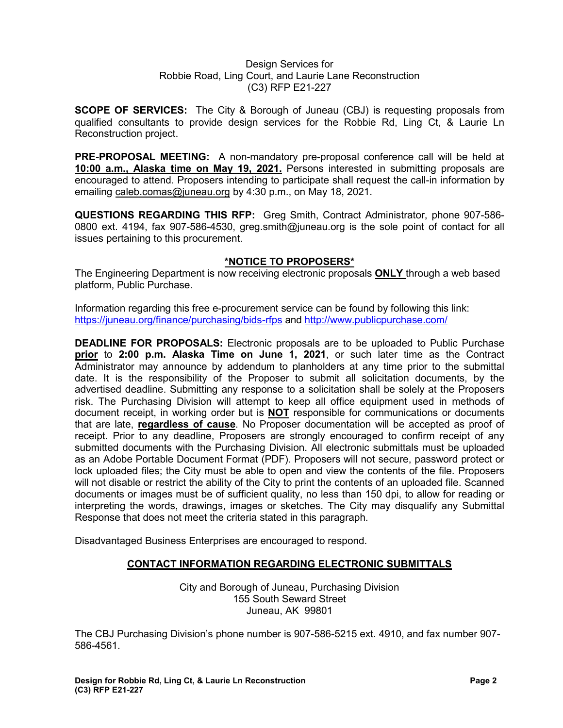Design Services for
Robbie Road, Ling Court, and Laurie Lane Reconstruction
(C3) RFP E21-227

**SCOPE OF SERVICES:** The City & Borough of Juneau (CBJ) is requesting proposals from qualified consultants to provide design services for the Robbie Rd, Ling Ct, & Laurie Ln Reconstruction project.

**PRE-PROPOSAL MEETING:** A non-mandatory pre-proposal conference call will be held at **10:00 a.m., Alaska time on May 19, 2021.** Persons interested in submitting proposals are encouraged to attend. Proposers intending to participate shall request the call-in information by emailing caleb.comas@juneau.org by 4:30 p.m., on May 18, 2021.

**QUESTIONS REGARDING THIS RFP:** Greg Smith, Contract Administrator, phone 907-586-0800 ext. 4194, fax 907-586-4530, greg.smith@juneau.org is the sole point of contact for all issues pertaining to this procurement.

**\*NOTICE TO PROPOSERS\***

The Engineering Department is now receiving electronic proposals **ONLY** through a web based platform, Public Purchase.

Information regarding this free e-procurement service can be found by following this link: https://juneau.org/finance/purchasing/bids-rfps and http://www.publicpurchase.com/

**DEADLINE FOR PROPOSALS:** Electronic proposals are to be uploaded to Public Purchase **prior** to **2:00 p.m. Alaska Time on June 1, 2021**, or such later time as the Contract Administrator may announce by addendum to planholders at any time prior to the submittal date. It is the responsibility of the Proposer to submit all solicitation documents, by the advertised deadline. Submitting any response to a solicitation shall be solely at the Proposers risk. The Purchasing Division will attempt to keep all office equipment used in methods of document receipt, in working order but is **NOT** responsible for communications or documents that are late, **regardless of cause**. No Proposer documentation will be accepted as proof of receipt. Prior to any deadline, Proposers are strongly encouraged to confirm receipt of any submitted documents with the Purchasing Division. All electronic submittals must be uploaded as an Adobe Portable Document Format (PDF). Proposers will not secure, password protect or lock uploaded files; the City must be able to open and view the contents of the file. Proposers will not disable or restrict the ability of the City to print the contents of an uploaded file. Scanned documents or images must be of sufficient quality, no less than 150 dpi, to allow for reading or interpreting the words, drawings, images or sketches. The City may disqualify any Submittal Response that does not meet the criteria stated in this paragraph.

Disadvantaged Business Enterprises are encouraged to respond.

**CONTACT INFORMATION REGARDING ELECTRONIC SUBMITTALS**

City and Borough of Juneau, Purchasing Division
155 South Seward Street
Juneau, AK 99801

The CBJ Purchasing Division's phone number is 907-586-5215 ext. 4910, and fax number 907-586-4561.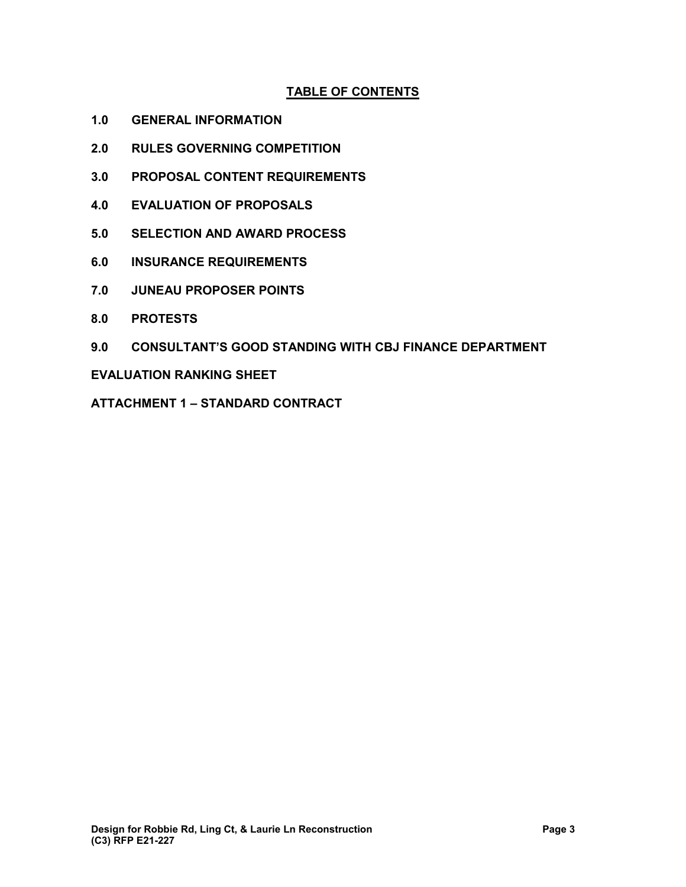# TABLE OF CONTENTS

**1.0 GENERAL INFORMATION**

**2.0 RULES GOVERNING COMPETITION**

**3.0 PROPOSAL CONTENT REQUIREMENTS**

**4.0 EVALUATION OF PROPOSALS**

**5.0 SELECTION AND AWARD PROCESS**

**6.0 INSURANCE REQUIREMENTS**

**7.0 JUNEAU PROPOSER POINTS**

**8.0 PROTESTS**

**9.0 CONSULTANT'S GOOD STANDING WITH CBJ FINANCE DEPARTMENT**

**EVALUATION RANKING SHEET**

**ATTACHMENT 1 – STANDARD CONTRACT**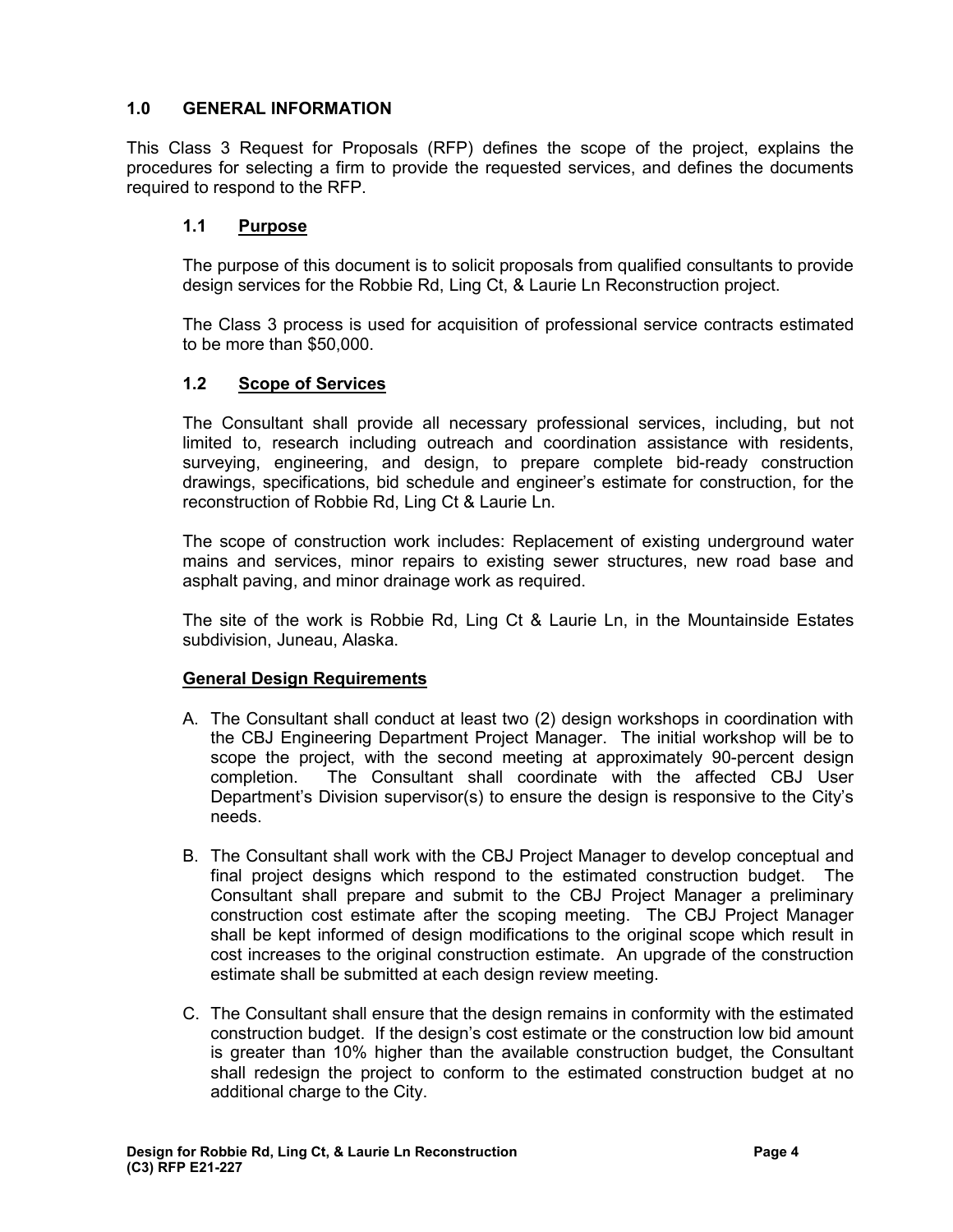## 1.0 GENERAL INFORMATION

This Class 3 Request for Proposals (RFP) defines the scope of the project, explains the procedures for selecting a firm to provide the requested services, and defines the documents required to respond to the RFP.

### 1.1 Purpose

The purpose of this document is to solicit proposals from qualified consultants to provide design services for the Robbie Rd, Ling Ct, & Laurie Ln Reconstruction project.

The Class 3 process is used for acquisition of professional service contracts estimated to be more than $50,000.

### 1.2 Scope of Services

The Consultant shall provide all necessary professional services, including, but not limited to, research including outreach and coordination assistance with residents, surveying, engineering, and design, to prepare complete bid-ready construction drawings, specifications, bid schedule and engineer's estimate for construction, for the reconstruction of Robbie Rd, Ling Ct & Laurie Ln.

The scope of construction work includes: Replacement of existing underground water mains and services, minor repairs to existing sewer structures, new road base and asphalt paving, and minor drainage work as required.

The site of the work is Robbie Rd, Ling Ct & Laurie Ln, in the Mountainside Estates subdivision, Juneau, Alaska.

**General Design Requirements**

A. The Consultant shall conduct at least two (2) design workshops in coordination with the CBJ Engineering Department Project Manager. The initial workshop will be to scope the project, with the second meeting at approximately 90-percent design completion. The Consultant shall coordinate with the affected CBJ User Department's Division supervisor(s) to ensure the design is responsive to the City's needs.

B. The Consultant shall work with the CBJ Project Manager to develop conceptual and final project designs which respond to the estimated construction budget. The Consultant shall prepare and submit to the CBJ Project Manager a preliminary construction cost estimate after the scoping meeting. The CBJ Project Manager shall be kept informed of design modifications to the original scope which result in cost increases to the original construction estimate. An upgrade of the construction estimate shall be submitted at each design review meeting.

C. The Consultant shall ensure that the design remains in conformity with the estimated construction budget. If the design's cost estimate or the construction low bid amount is greater than 10% higher than the available construction budget, the Consultant shall redesign the project to conform to the estimated construction budget at no additional charge to the City.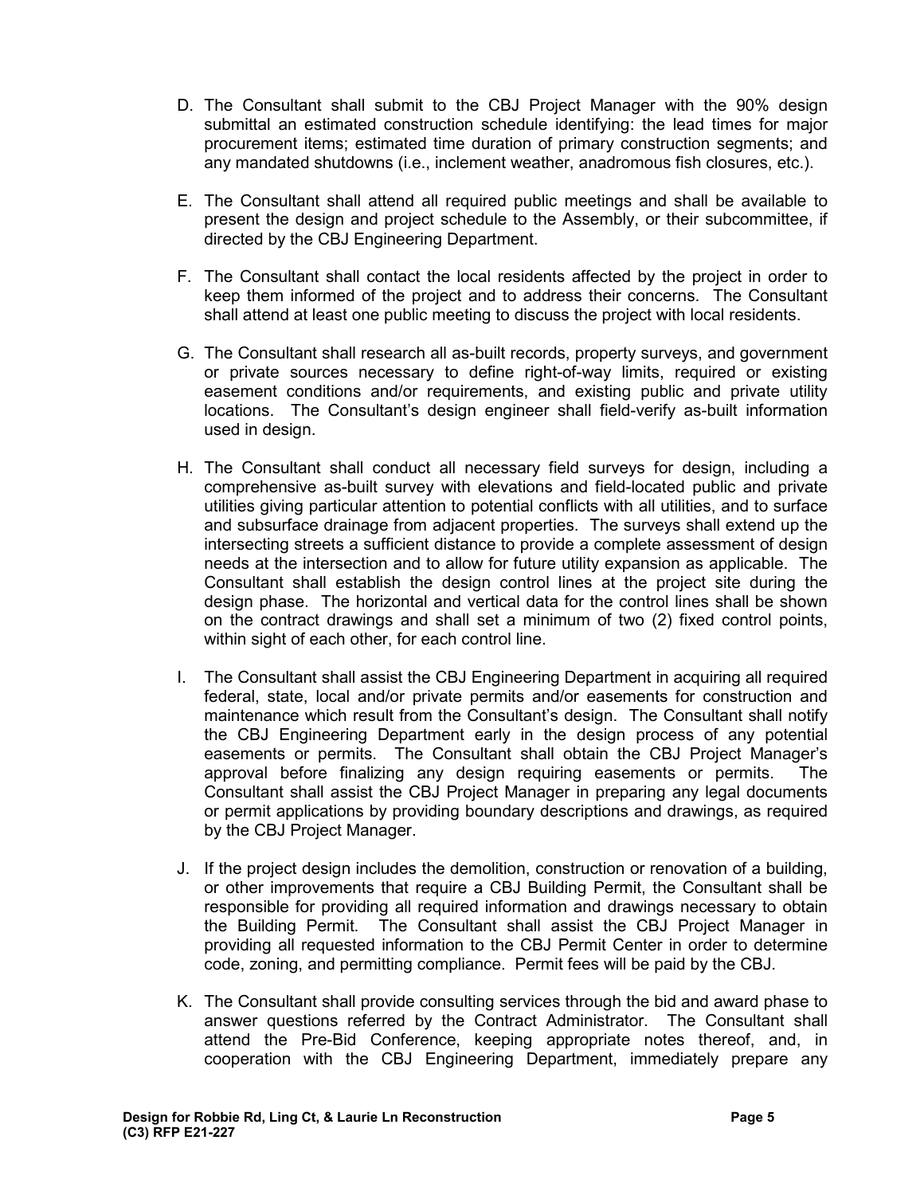D. The Consultant shall submit to the CBJ Project Manager with the 90% design submittal an estimated construction schedule identifying: the lead times for major procurement items; estimated time duration of primary construction segments; and any mandated shutdowns (i.e., inclement weather, anadromous fish closures, etc.).

E. The Consultant shall attend all required public meetings and shall be available to present the design and project schedule to the Assembly, or their subcommittee, if directed by the CBJ Engineering Department.

F. The Consultant shall contact the local residents affected by the project in order to keep them informed of the project and to address their concerns. The Consultant shall attend at least one public meeting to discuss the project with local residents.

G. The Consultant shall research all as-built records, property surveys, and government or private sources necessary to define right-of-way limits, required or existing easement conditions and/or requirements, and existing public and private utility locations. The Consultant's design engineer shall field-verify as-built information used in design.

H. The Consultant shall conduct all necessary field surveys for design, including a comprehensive as-built survey with elevations and field-located public and private utilities giving particular attention to potential conflicts with all utilities, and to surface and subsurface drainage from adjacent properties. The surveys shall extend up the intersecting streets a sufficient distance to provide a complete assessment of design needs at the intersection and to allow for future utility expansion as applicable. The Consultant shall establish the design control lines at the project site during the design phase. The horizontal and vertical data for the control lines shall be shown on the contract drawings and shall set a minimum of two (2) fixed control points, within sight of each other, for each control line.

I. The Consultant shall assist the CBJ Engineering Department in acquiring all required federal, state, local and/or private permits and/or easements for construction and maintenance which result from the Consultant's design. The Consultant shall notify the CBJ Engineering Department early in the design process of any potential easements or permits. The Consultant shall obtain the CBJ Project Manager's approval before finalizing any design requiring easements or permits. The Consultant shall assist the CBJ Project Manager in preparing any legal documents or permit applications by providing boundary descriptions and drawings, as required by the CBJ Project Manager.

J. If the project design includes the demolition, construction or renovation of a building, or other improvements that require a CBJ Building Permit, the Consultant shall be responsible for providing all required information and drawings necessary to obtain the Building Permit. The Consultant shall assist the CBJ Project Manager in providing all requested information to the CBJ Permit Center in order to determine code, zoning, and permitting compliance. Permit fees will be paid by the CBJ.

K. The Consultant shall provide consulting services through the bid and award phase to answer questions referred by the Contract Administrator. The Consultant shall attend the Pre-Bid Conference, keeping appropriate notes thereof, and, in cooperation with the CBJ Engineering Department, immediately prepare any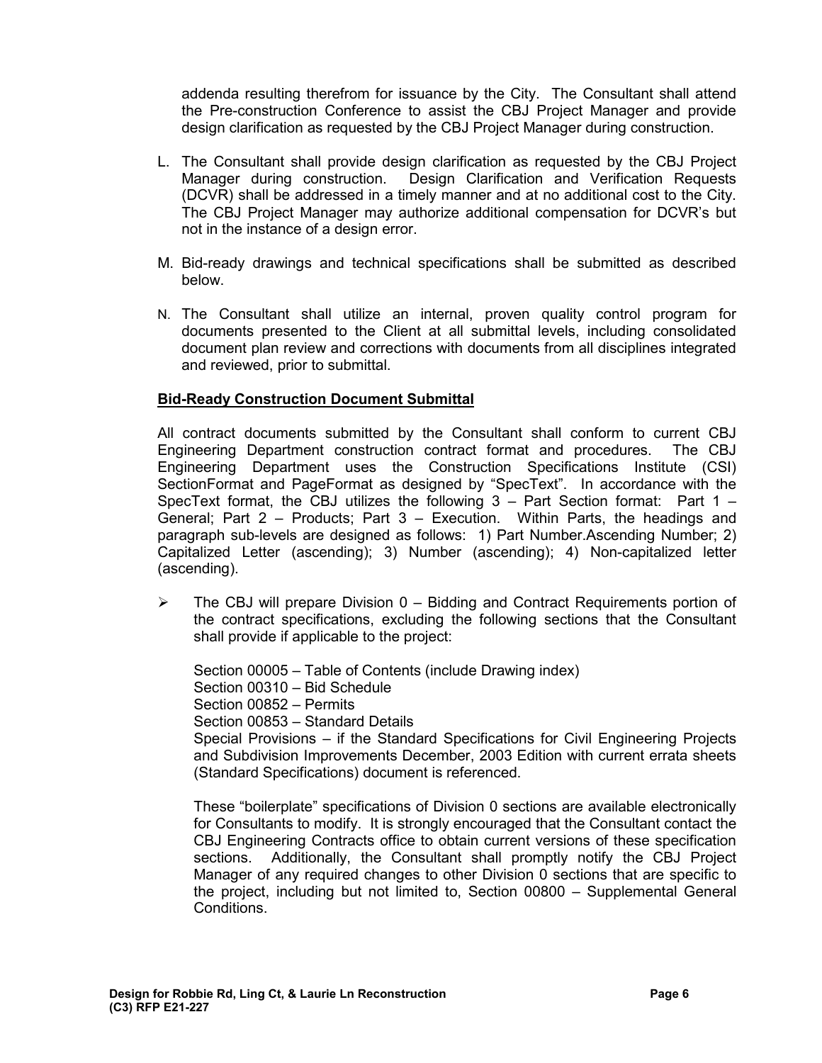addenda resulting therefrom for issuance by the City. The Consultant shall attend the Pre-construction Conference to assist the CBJ Project Manager and provide design clarification as requested by the CBJ Project Manager during construction.

L. The Consultant shall provide design clarification as requested by the CBJ Project Manager during construction. Design Clarification and Verification Requests (DCVR) shall be addressed in a timely manner and at no additional cost to the City. The CBJ Project Manager may authorize additional compensation for DCVR's but not in the instance of a design error.

M. Bid-ready drawings and technical specifications shall be submitted as described below.

N. The Consultant shall utilize an internal, proven quality control program for documents presented to the Client at all submittal levels, including consolidated document plan review and corrections with documents from all disciplines integrated and reviewed, prior to submittal.

**Bid-Ready Construction Document Submittal**

All contract documents submitted by the Consultant shall conform to current CBJ Engineering Department construction contract format and procedures. The CBJ Engineering Department uses the Construction Specifications Institute (CSI) SectionFormat and PageFormat as designed by "SpecText". In accordance with the SpecText format, the CBJ utilizes the following 3 – Part Section format: Part 1 – General; Part 2 – Products; Part 3 – Execution. Within Parts, the headings and paragraph sub-levels are designed as follows: 1) Part Number.Ascending Number; 2) Capitalized Letter (ascending); 3) Number (ascending); 4) Non-capitalized letter (ascending).

- The CBJ will prepare Division 0 – Bidding and Contract Requirements portion of the contract specifications, excluding the following sections that the Consultant shall provide if applicable to the project:

  Section 00005 – Table of Contents (include Drawing index)
  Section 00310 – Bid Schedule
  Section 00852 – Permits
  Section 00853 – Standard Details
  Special Provisions – if the Standard Specifications for Civil Engineering Projects and Subdivision Improvements December, 2003 Edition with current errata sheets (Standard Specifications) document is referenced.

  These "boilerplate" specifications of Division 0 sections are available electronically for Consultants to modify. It is strongly encouraged that the Consultant contact the CBJ Engineering Contracts office to obtain current versions of these specification sections. Additionally, the Consultant shall promptly notify the CBJ Project Manager of any required changes to other Division 0 sections that are specific to the project, including but not limited to, Section 00800 – Supplemental General Conditions.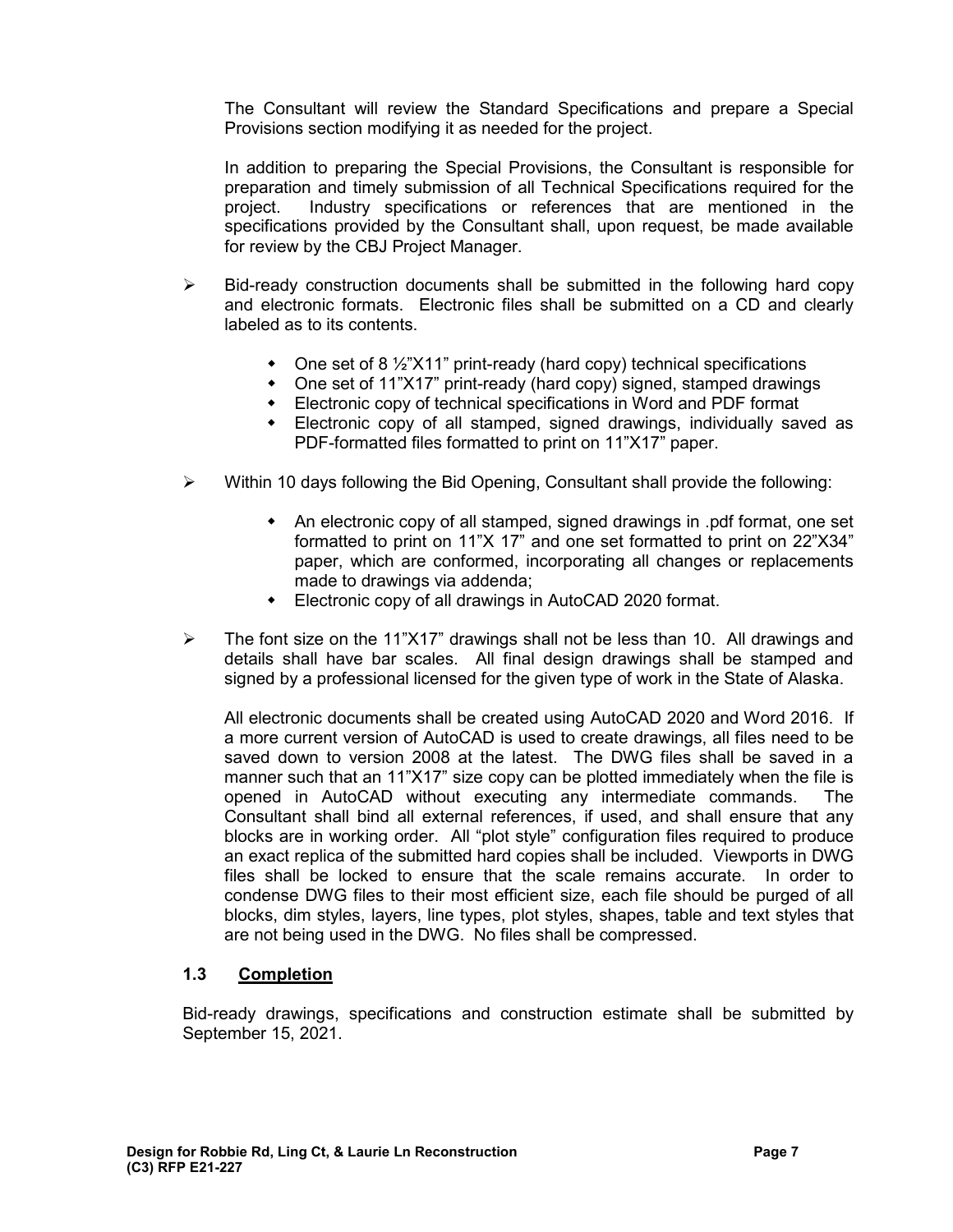The Consultant will review the Standard Specifications and prepare a Special Provisions section modifying it as needed for the project.

In addition to preparing the Special Provisions, the Consultant is responsible for preparation and timely submission of all Technical Specifications required for the project. Industry specifications or references that are mentioned in the specifications provided by the Consultant shall, upon request, be made available for review by the CBJ Project Manager.

- Bid-ready construction documents shall be submitted in the following hard copy and electronic formats. Electronic files shall be submitted on a CD and clearly labeled as to its contents.
  - One set of 8 ½"X11" print-ready (hard copy) technical specifications
  - One set of 11"X17" print-ready (hard copy) signed, stamped drawings
  - Electronic copy of technical specifications in Word and PDF format
  - Electronic copy of all stamped, signed drawings, individually saved as PDF-formatted files formatted to print on 11"X17" paper.
- Within 10 days following the Bid Opening, Consultant shall provide the following:
  - An electronic copy of all stamped, signed drawings in .pdf format, one set formatted to print on 11"X 17" and one set formatted to print on 22"X34" paper, which are conformed, incorporating all changes or replacements made to drawings via addenda;
  - Electronic copy of all drawings in AutoCAD 2020 format.
- The font size on the 11"X17" drawings shall not be less than 10. All drawings and details shall have bar scales. All final design drawings shall be stamped and signed by a professional licensed for the given type of work in the State of Alaska.

  All electronic documents shall be created using AutoCAD 2020 and Word 2016. If a more current version of AutoCAD is used to create drawings, all files need to be saved down to version 2008 at the latest. The DWG files shall be saved in a manner such that an 11"X17" size copy can be plotted immediately when the file is opened in AutoCAD without executing any intermediate commands. The Consultant shall bind all external references, if used, and shall ensure that any blocks are in working order. All "plot style" configuration files required to produce an exact replica of the submitted hard copies shall be included. Viewports in DWG files shall be locked to ensure that the scale remains accurate. In order to condense DWG files to their most efficient size, each file should be purged of all blocks, dim styles, layers, line types, plot styles, shapes, table and text styles that are not being used in the DWG. No files shall be compressed.

### 1.3 Completion

Bid-ready drawings, specifications and construction estimate shall be submitted by September 15, 2021.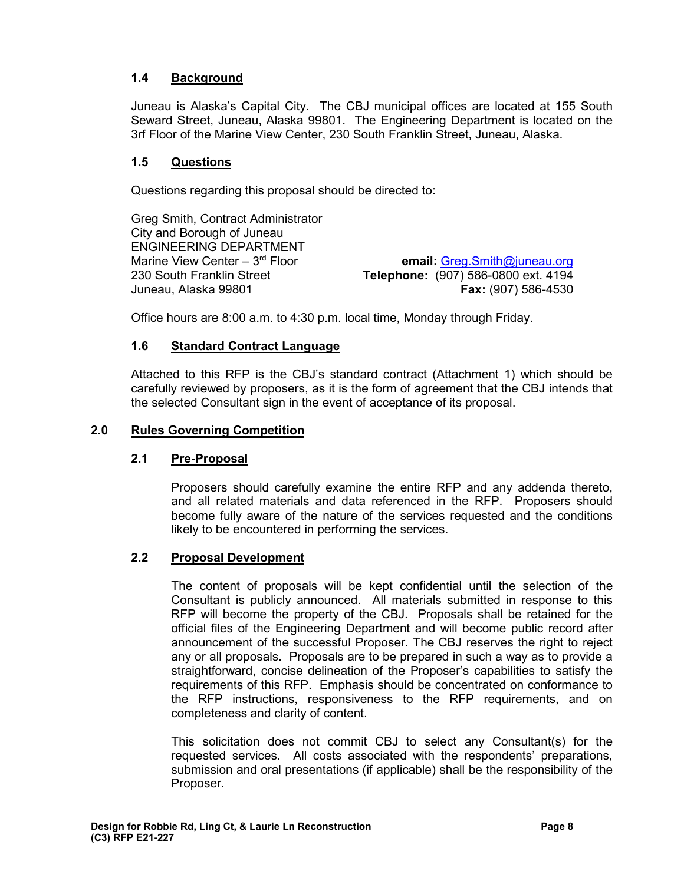### 1.4 Background

Juneau is Alaska's Capital City. The CBJ municipal offices are located at 155 South Seward Street, Juneau, Alaska 99801. The Engineering Department is located on the 3rf Floor of the Marine View Center, 230 South Franklin Street, Juneau, Alaska.

### 1.5 Questions

Questions regarding this proposal should be directed to:

Greg Smith, Contract Administrator
City and Borough of Juneau
ENGINEERING DEPARTMENT
Marine View Center – 3rd Floor
230 South Franklin Street
Juneau, Alaska 99801

**email:** Greg.Smith@juneau.org
**Telephone:** (907) 586-0800 ext. 4194
**Fax:** (907) 586-4530

Office hours are 8:00 a.m. to 4:30 p.m. local time, Monday through Friday.

### 1.6 Standard Contract Language

Attached to this RFP is the CBJ's standard contract (Attachment 1) which should be carefully reviewed by proposers, as it is the form of agreement that the CBJ intends that the selected Consultant sign in the event of acceptance of its proposal.

## 2.0 Rules Governing Competition

### 2.1 Pre-Proposal

Proposers should carefully examine the entire RFP and any addenda thereto, and all related materials and data referenced in the RFP. Proposers should become fully aware of the nature of the services requested and the conditions likely to be encountered in performing the services.

### 2.2 Proposal Development

The content of proposals will be kept confidential until the selection of the Consultant is publicly announced. All materials submitted in response to this RFP will become the property of the CBJ. Proposals shall be retained for the official files of the Engineering Department and will become public record after announcement of the successful Proposer. The CBJ reserves the right to reject any or all proposals. Proposals are to be prepared in such a way as to provide a straightforward, concise delineation of the Proposer's capabilities to satisfy the requirements of this RFP. Emphasis should be concentrated on conformance to the RFP instructions, responsiveness to the RFP requirements, and on completeness and clarity of content.

This solicitation does not commit CBJ to select any Consultant(s) for the requested services. All costs associated with the respondents' preparations, submission and oral presentations (if applicable) shall be the responsibility of the Proposer.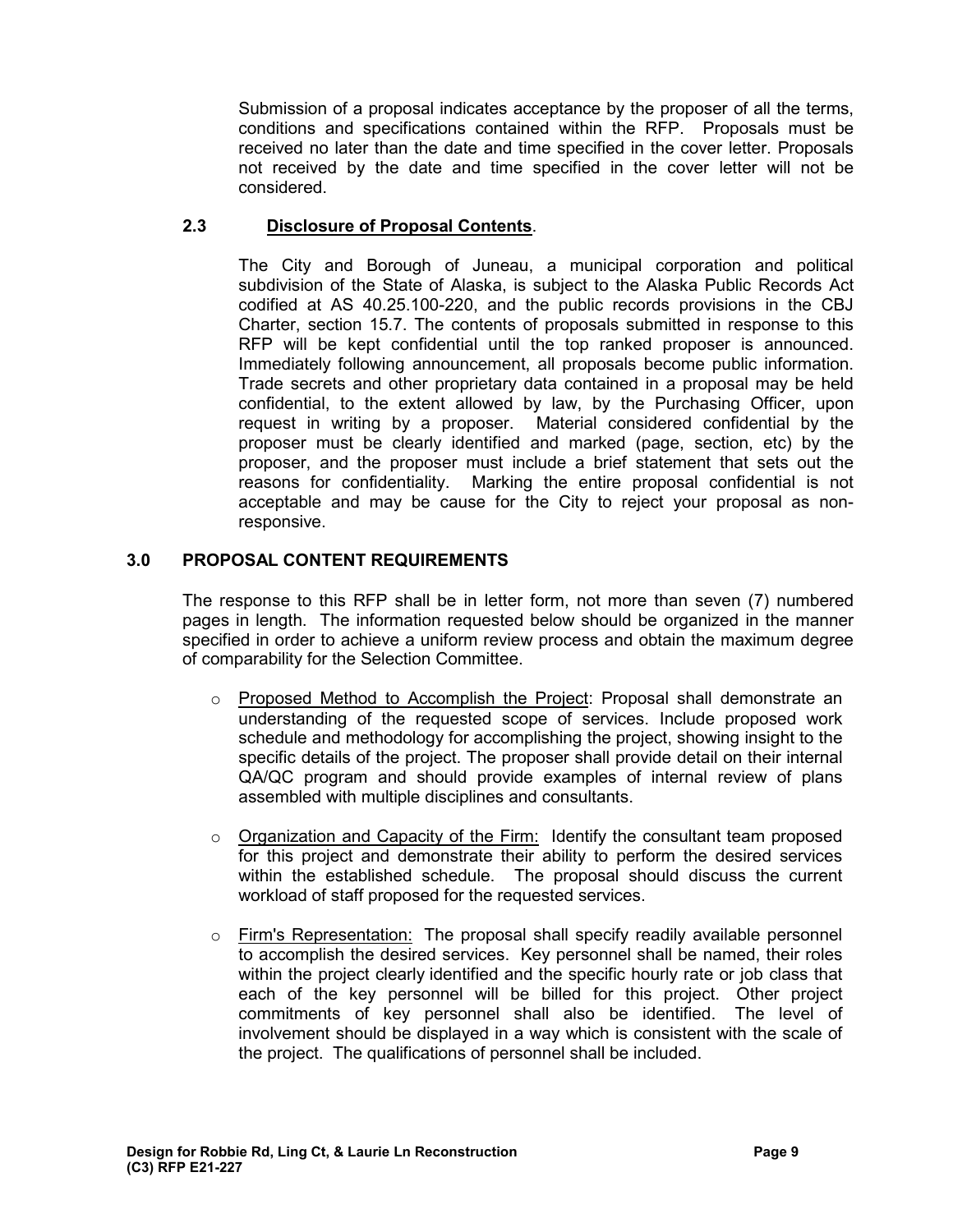Submission of a proposal indicates acceptance by the proposer of all the terms, conditions and specifications contained within the RFP. Proposals must be received no later than the date and time specified in the cover letter. Proposals not received by the date and time specified in the cover letter will not be considered.

### 2.3 Disclosure of Proposal Contents.

The City and Borough of Juneau, a municipal corporation and political subdivision of the State of Alaska, is subject to the Alaska Public Records Act codified at AS 40.25.100-220, and the public records provisions in the CBJ Charter, section 15.7. The contents of proposals submitted in response to this RFP will be kept confidential until the top ranked proposer is announced. Immediately following announcement, all proposals become public information. Trade secrets and other proprietary data contained in a proposal may be held confidential, to the extent allowed by law, by the Purchasing Officer, upon request in writing by a proposer. Material considered confidential by the proposer must be clearly identified and marked (page, section, etc) by the proposer, and the proposer must include a brief statement that sets out the reasons for confidentiality. Marking the entire proposal confidential is not acceptable and may be cause for the City to reject your proposal as non-responsive.

## 3.0 PROPOSAL CONTENT REQUIREMENTS

The response to this RFP shall be in letter form, not more than seven (7) numbered pages in length. The information requested below should be organized in the manner specified in order to achieve a uniform review process and obtain the maximum degree of comparability for the Selection Committee.

- Proposed Method to Accomplish the Project: Proposal shall demonstrate an understanding of the requested scope of services. Include proposed work schedule and methodology for accomplishing the project, showing insight to the specific details of the project. The proposer shall provide detail on their internal QA/QC program and should provide examples of internal review of plans assembled with multiple disciplines and consultants.

- Organization and Capacity of the Firm: Identify the consultant team proposed for this project and demonstrate their ability to perform the desired services within the established schedule. The proposal should discuss the current workload of staff proposed for the requested services.

- Firm's Representation: The proposal shall specify readily available personnel to accomplish the desired services. Key personnel shall be named, their roles within the project clearly identified and the specific hourly rate or job class that each of the key personnel will be billed for this project. Other project commitments of key personnel shall also be identified. The level of involvement should be displayed in a way which is consistent with the scale of the project. The qualifications of personnel shall be included.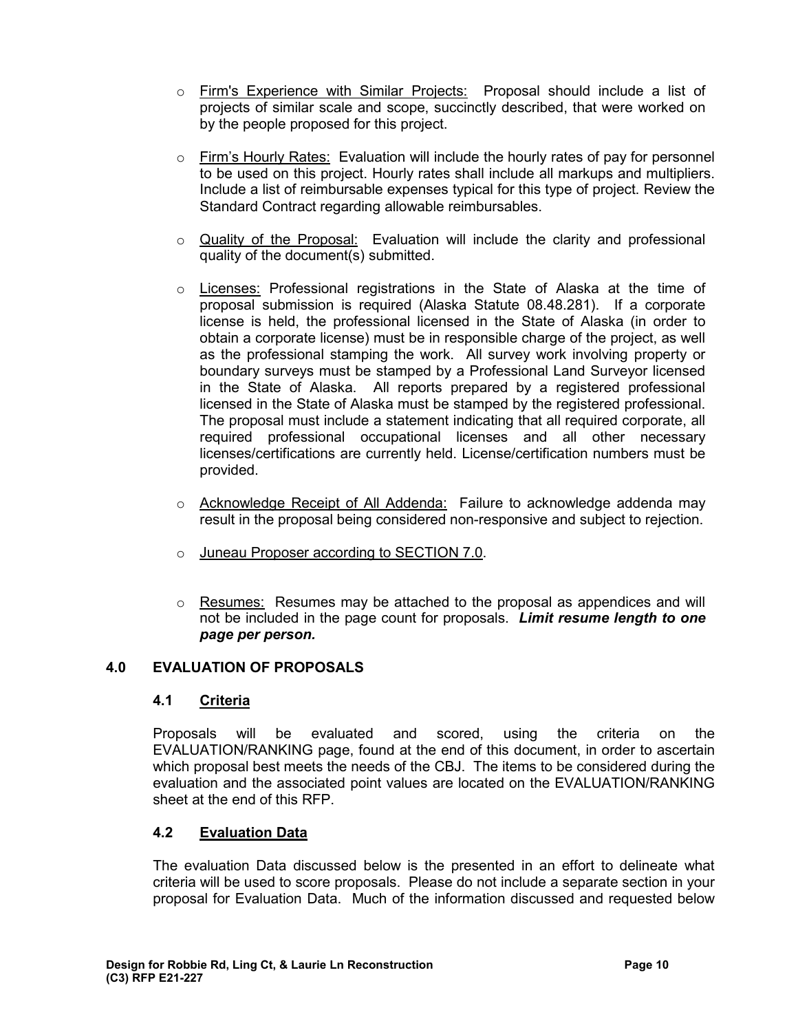- Firm's Experience with Similar Projects: Proposal should include a list of projects of similar scale and scope, succinctly described, that were worked on by the people proposed for this project.

- Firm's Hourly Rates: Evaluation will include the hourly rates of pay for personnel to be used on this project. Hourly rates shall include all markups and multipliers. Include a list of reimbursable expenses typical for this type of project. Review the Standard Contract regarding allowable reimbursables.

- Quality of the Proposal: Evaluation will include the clarity and professional quality of the document(s) submitted.

- Licenses: Professional registrations in the State of Alaska at the time of proposal submission is required (Alaska Statute 08.48.281). If a corporate license is held, the professional licensed in the State of Alaska (in order to obtain a corporate license) must be in responsible charge of the project, as well as the professional stamping the work. All survey work involving property or boundary surveys must be stamped by a Professional Land Surveyor licensed in the State of Alaska. All reports prepared by a registered professional licensed in the State of Alaska must be stamped by the registered professional. The proposal must include a statement indicating that all required corporate, all required professional occupational licenses and all other necessary licenses/certifications are currently held. License/certification numbers must be provided.

- Acknowledge Receipt of All Addenda: Failure to acknowledge addenda may result in the proposal being considered non-responsive and subject to rejection.

- Juneau Proposer according to SECTION 7.0.

- Resumes: Resumes may be attached to the proposal as appendices and will not be included in the page count for proposals. ***Limit resume length to one page per person.***

## 4.0 EVALUATION OF PROPOSALS

### 4.1 Criteria

Proposals will be evaluated and scored, using the criteria on the EVALUATION/RANKING page, found at the end of this document, in order to ascertain which proposal best meets the needs of the CBJ. The items to be considered during the evaluation and the associated point values are located on the EVALUATION/RANKING sheet at the end of this RFP.

### 4.2 Evaluation Data

The evaluation Data discussed below is the presented in an effort to delineate what criteria will be used to score proposals. Please do not include a separate section in your proposal for Evaluation Data. Much of the information discussed and requested below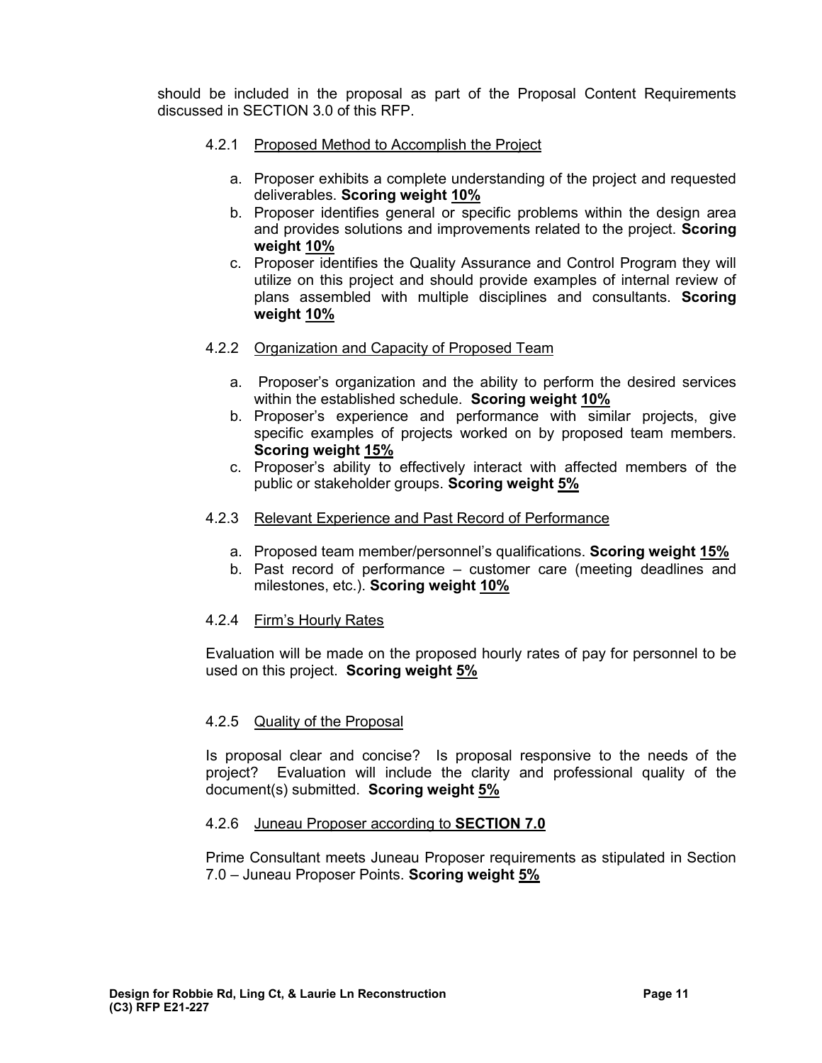should be included in the proposal as part of the Proposal Content Requirements discussed in SECTION 3.0 of this RFP.

#### 4.2.1 Proposed Method to Accomplish the Project

a. Proposer exhibits a complete understanding of the project and requested deliverables. **Scoring weight 10%**
b. Proposer identifies general or specific problems within the design area and provides solutions and improvements related to the project. **Scoring weight 10%**
c. Proposer identifies the Quality Assurance and Control Program they will utilize on this project and should provide examples of internal review of plans assembled with multiple disciplines and consultants. **Scoring weight 10%**

#### 4.2.2 Organization and Capacity of Proposed Team

a. Proposer's organization and the ability to perform the desired services within the established schedule. **Scoring weight 10%**
b. Proposer's experience and performance with similar projects, give specific examples of projects worked on by proposed team members. **Scoring weight 15%**
c. Proposer's ability to effectively interact with affected members of the public or stakeholder groups. **Scoring weight 5%**

#### 4.2.3 Relevant Experience and Past Record of Performance

a. Proposed team member/personnel's qualifications. **Scoring weight 15%**
b. Past record of performance – customer care (meeting deadlines and milestones, etc.). **Scoring weight 10%**

#### 4.2.4 Firm's Hourly Rates

Evaluation will be made on the proposed hourly rates of pay for personnel to be used on this project. **Scoring weight 5%**

#### 4.2.5 Quality of the Proposal

Is proposal clear and concise? Is proposal responsive to the needs of the project? Evaluation will include the clarity and professional quality of the document(s) submitted. **Scoring weight 5%**

#### 4.2.6 Juneau Proposer according to **SECTION 7.0**

Prime Consultant meets Juneau Proposer requirements as stipulated in Section 7.0 – Juneau Proposer Points. **Scoring weight 5%**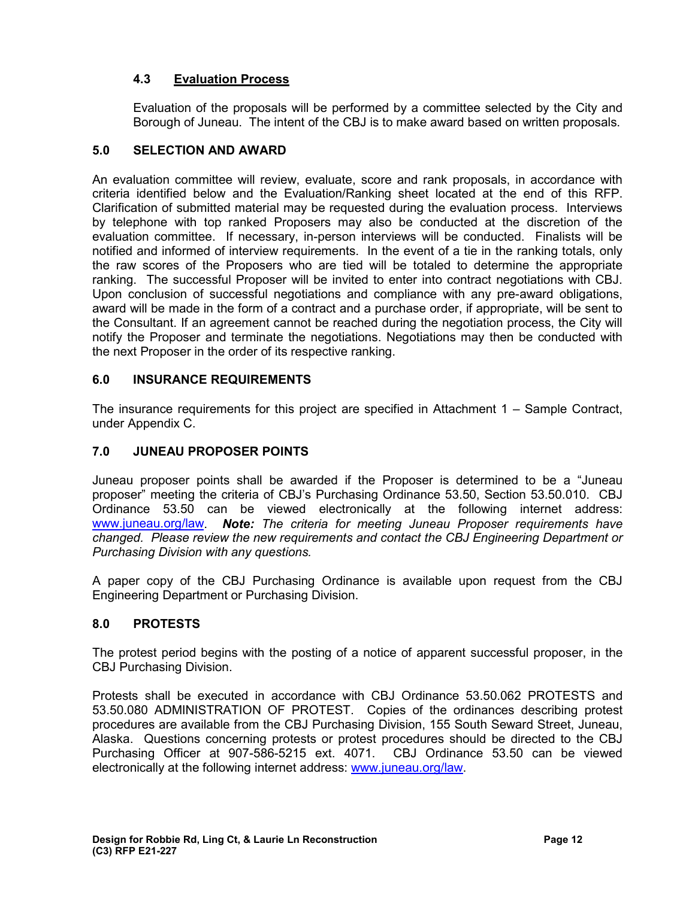### 4.3 Evaluation Process

Evaluation of the proposals will be performed by a committee selected by the City and Borough of Juneau. The intent of the CBJ is to make award based on written proposals.

## 5.0 SELECTION AND AWARD

An evaluation committee will review, evaluate, score and rank proposals, in accordance with criteria identified below and the Evaluation/Ranking sheet located at the end of this RFP. Clarification of submitted material may be requested during the evaluation process. Interviews by telephone with top ranked Proposers may also be conducted at the discretion of the evaluation committee. If necessary, in-person interviews will be conducted. Finalists will be notified and informed of interview requirements. In the event of a tie in the ranking totals, only the raw scores of the Proposers who are tied will be totaled to determine the appropriate ranking. The successful Proposer will be invited to enter into contract negotiations with CBJ. Upon conclusion of successful negotiations and compliance with any pre-award obligations, award will be made in the form of a contract and a purchase order, if appropriate, will be sent to the Consultant. If an agreement cannot be reached during the negotiation process, the City will notify the Proposer and terminate the negotiations. Negotiations may then be conducted with the next Proposer in the order of its respective ranking.

## 6.0 INSURANCE REQUIREMENTS

The insurance requirements for this project are specified in Attachment 1 – Sample Contract, under Appendix C.

## 7.0 JUNEAU PROPOSER POINTS

Juneau proposer points shall be awarded if the Proposer is determined to be a "Juneau proposer" meeting the criteria of CBJ's Purchasing Ordinance 53.50, Section 53.50.010. CBJ Ordinance 53.50 can be viewed electronically at the following internet address: www.juneau.org/law. ***Note:*** *The criteria for meeting Juneau Proposer requirements have changed. Please review the new requirements and contact the CBJ Engineering Department or Purchasing Division with any questions.*

A paper copy of the CBJ Purchasing Ordinance is available upon request from the CBJ Engineering Department or Purchasing Division.

## 8.0 PROTESTS

The protest period begins with the posting of a notice of apparent successful proposer, in the CBJ Purchasing Division.

Protests shall be executed in accordance with CBJ Ordinance 53.50.062 PROTESTS and 53.50.080 ADMINISTRATION OF PROTEST. Copies of the ordinances describing protest procedures are available from the CBJ Purchasing Division, 155 South Seward Street, Juneau, Alaska. Questions concerning protests or protest procedures should be directed to the CBJ Purchasing Officer at 907-586-5215 ext. 4071. CBJ Ordinance 53.50 can be viewed electronically at the following internet address: www.juneau.org/law.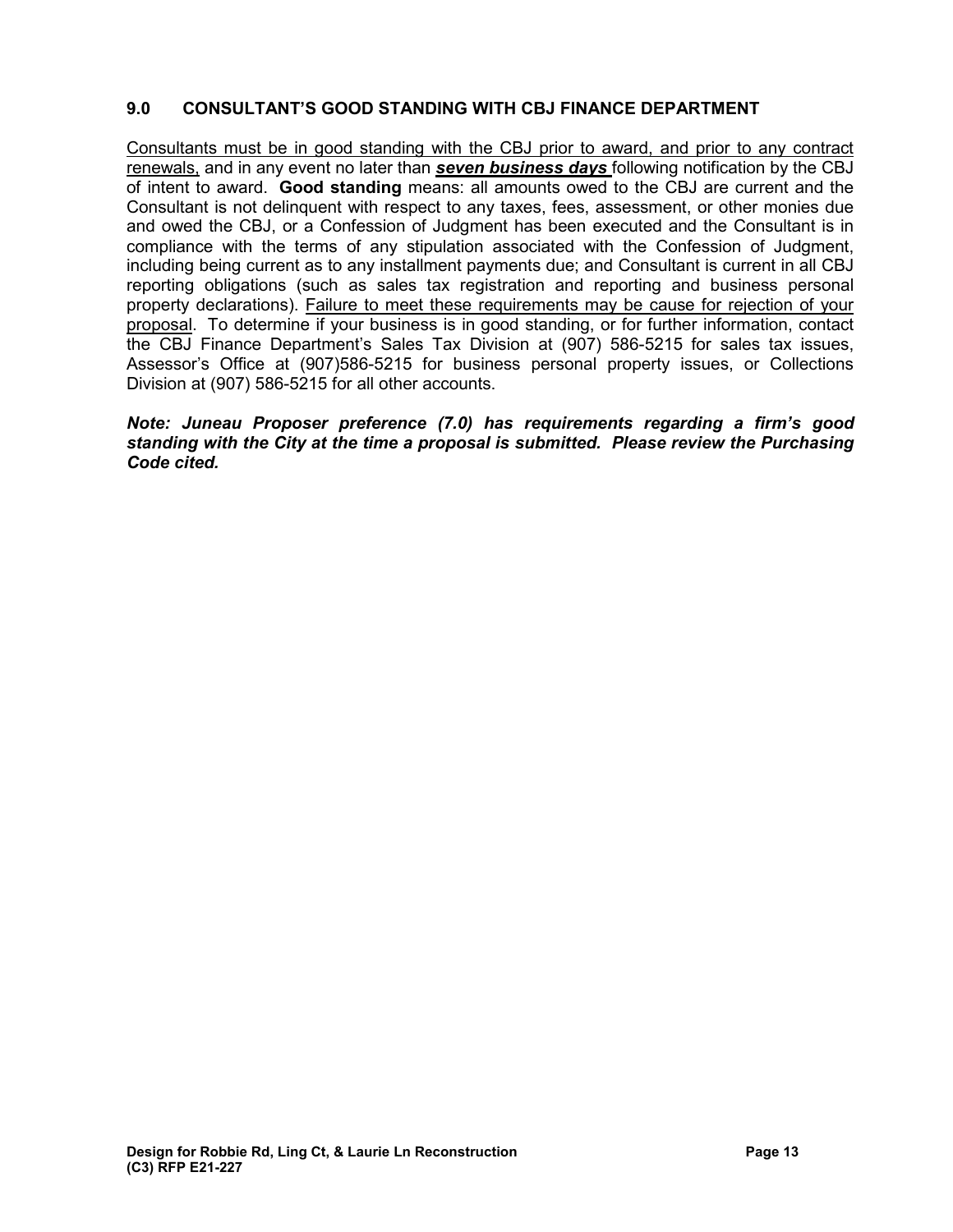## 9.0 CONSULTANT'S GOOD STANDING WITH CBJ FINANCE DEPARTMENT

Consultants must be in good standing with the CBJ prior to award, and prior to any contract renewals, and in any event no later than ***seven business days*** following notification by the CBJ of intent to award. **Good standing** means: all amounts owed to the CBJ are current and the Consultant is not delinquent with respect to any taxes, fees, assessment, or other monies due and owed the CBJ, or a Confession of Judgment has been executed and the Consultant is in compliance with the terms of any stipulation associated with the Confession of Judgment, including being current as to any installment payments due; and Consultant is current in all CBJ reporting obligations (such as sales tax registration and reporting and business personal property declarations). Failure to meet these requirements may be cause for rejection of your proposal. To determine if your business is in good standing, or for further information, contact the CBJ Finance Department's Sales Tax Division at (907) 586-5215 for sales tax issues, Assessor's Office at (907)586-5215 for business personal property issues, or Collections Division at (907) 586-5215 for all other accounts.

***Note: Juneau Proposer preference (7.0) has requirements regarding a firm's good standing with the City at the time a proposal is submitted. Please review the Purchasing Code cited.***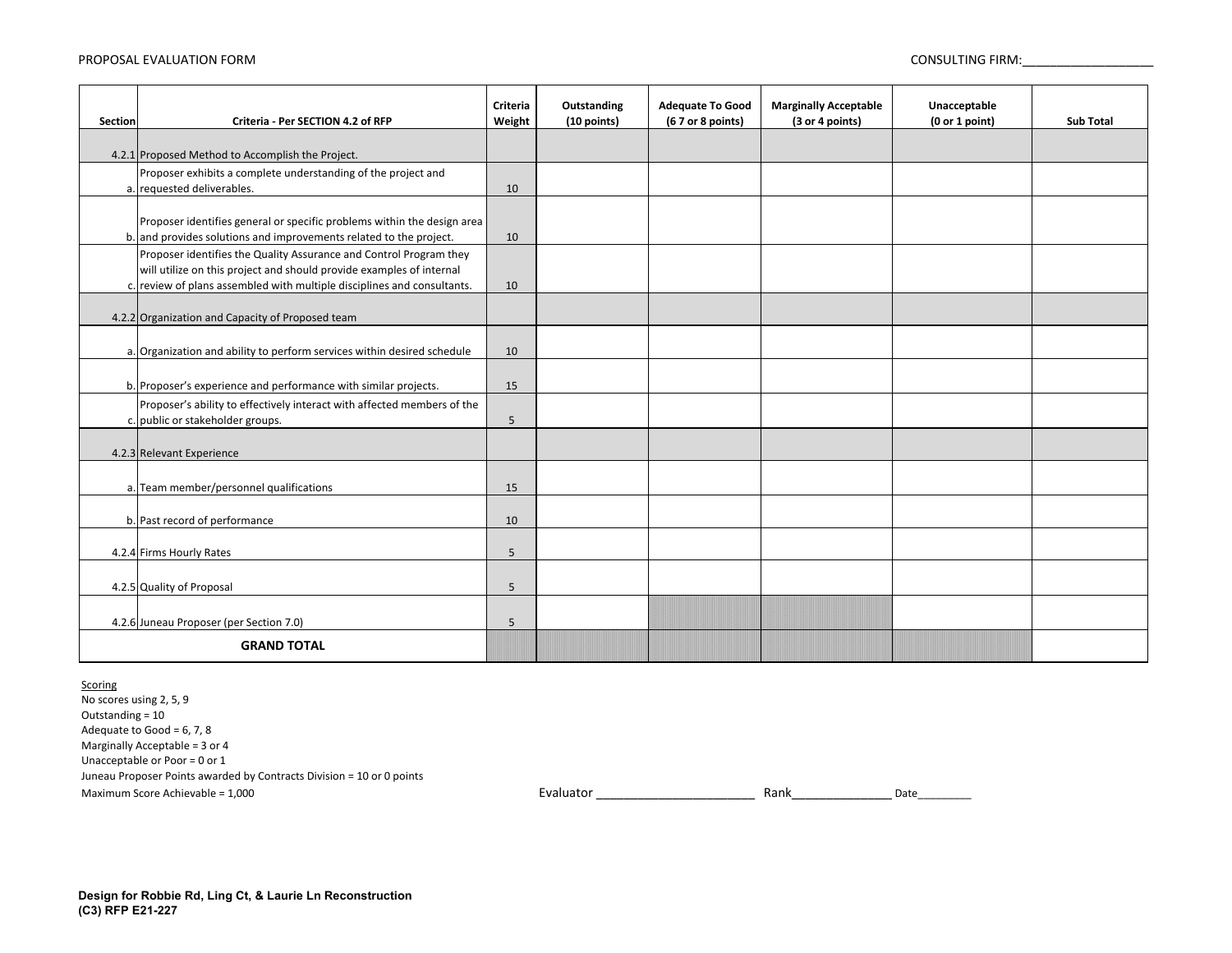PROPOSAL EVALUATION FORM

CONSULTING FIRM:___________________

| Section | Criteria - Per SECTION 4.2 of RFP | Criteria Weight | Outstanding (10 points) | Adequate To Good (6 7 or 8 points) | Marginally Acceptable (3 or 4 points) | Unacceptable (0 or 1 point) | Sub Total |
|---|---|---|---|---|---|---|---|
| 4.2.1 | Proposed Method to Accomplish the Project. | | | | | | |
| a. | Proposer exhibits a complete understanding of the project and requested deliverables. | 10 | | | | | |
| b. | Proposer identifies general or specific problems within the design area and provides solutions and improvements related to the project. | 10 | | | | | |
| c. | Proposer identifies the Quality Assurance and Control Program they will utilize on this project and should provide examples of internal review of plans assembled with multiple disciplines and consultants. | 10 | | | | | |
| 4.2.2 | Organization and Capacity of Proposed team | | | | | | |
| a. | Organization and ability to perform services within desired schedule | 10 | | | | | |
| b. | Proposer's experience and performance with similar projects. | 15 | | | | | |
| c. | Proposer's ability to effectively interact with affected members of the public or stakeholder groups. | 5 | | | | | |
| 4.2.3 | Relevant Experience | | | | | | |
| a. | Team member/personnel qualifications | 15 | | | | | |
| b. | Past record of performance | 10 | | | | | |
| 4.2.4 | Firms Hourly Rates | 5 | | | | | |
| 4.2.5 | Quality of Proposal | 5 | | | | | |
| 4.2.6 | Juneau Proposer (per Section 7.0) | 5 | | | | | |
| | **GRAND TOTAL** | | | | | | |

Scoring
No scores using 2, 5, 9
Outstanding = 10
Adequate to Good = 6, 7, 8
Marginally Acceptable = 3 or 4
Unacceptable or Poor = 0 or 1
Juneau Proposer Points awarded by Contracts Division = 10 or 0 points
Maximum Score Achievable = 1,000

Evaluator ________________________ Rank_______________ Date_________

**Design for Robbie Rd, Ling Ct, & Laurie Ln Reconstruction**
**(C3) RFP E21-227**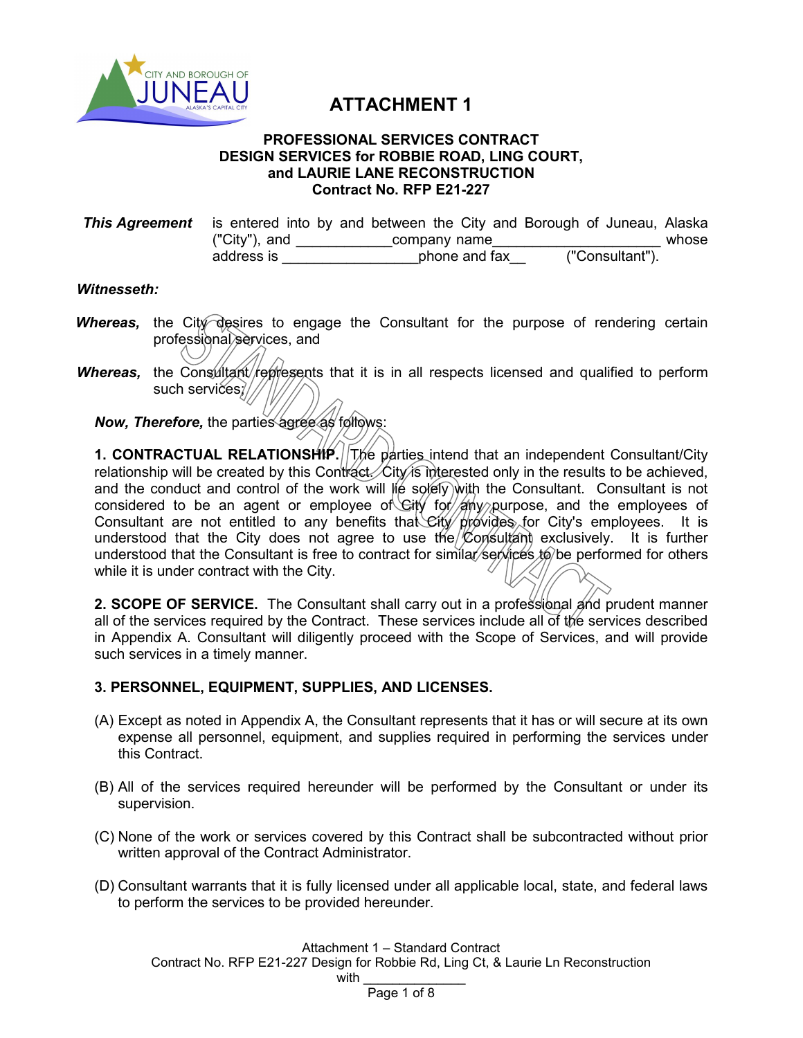# ATTACHMENT 1

**PROFESSIONAL SERVICES CONTRACT**
**DESIGN SERVICES for ROBBIE ROAD, LING COURT, and LAURIE LANE RECONSTRUCTION**
**Contract No. RFP E21-227**

***This Agreement*** is entered into by and between the City and Borough of Juneau, Alaska ("City"), and ____________company name_____________________ whose address is _________________phone and fax__ ("Consultant").

***Witnesseth:***

***Whereas,*** the City desires to engage the Consultant for the purpose of rendering certain professional services, and

***Whereas,*** the Consultant represents that it is in all respects licensed and qualified to perform such services;

***Now, Therefore,*** the parties agree as follows:

**1. CONTRACTUAL RELATIONSHIP.** The parties intend that an independent Consultant/City relationship will be created by this Contract. City is interested only in the results to be achieved, and the conduct and control of the work will lie solely with the Consultant. Consultant is not considered to be an agent or employee of City for any purpose, and the employees of Consultant are not entitled to any benefits that City provides for City's employees. It is understood that the City does not agree to use the Consultant exclusively. It is further understood that the Consultant is free to contract for similar services to be performed for others while it is under contract with the City.

**2. SCOPE OF SERVICE.** The Consultant shall carry out in a professional and prudent manner all of the services required by the Contract. These services include all of the services described in Appendix A. Consultant will diligently proceed with the Scope of Services, and will provide such services in a timely manner.

**3. PERSONNEL, EQUIPMENT, SUPPLIES, AND LICENSES.**

(A) Except as noted in Appendix A, the Consultant represents that it has or will secure at its own expense all personnel, equipment, and supplies required in performing the services under this Contract.

(B) All of the services required hereunder will be performed by the Consultant or under its supervision.

(C) None of the work or services covered by this Contract shall be subcontracted without prior written approval of the Contract Administrator.

(D) Consultant warrants that it is fully licensed under all applicable local, state, and federal laws to perform the services to be provided hereunder.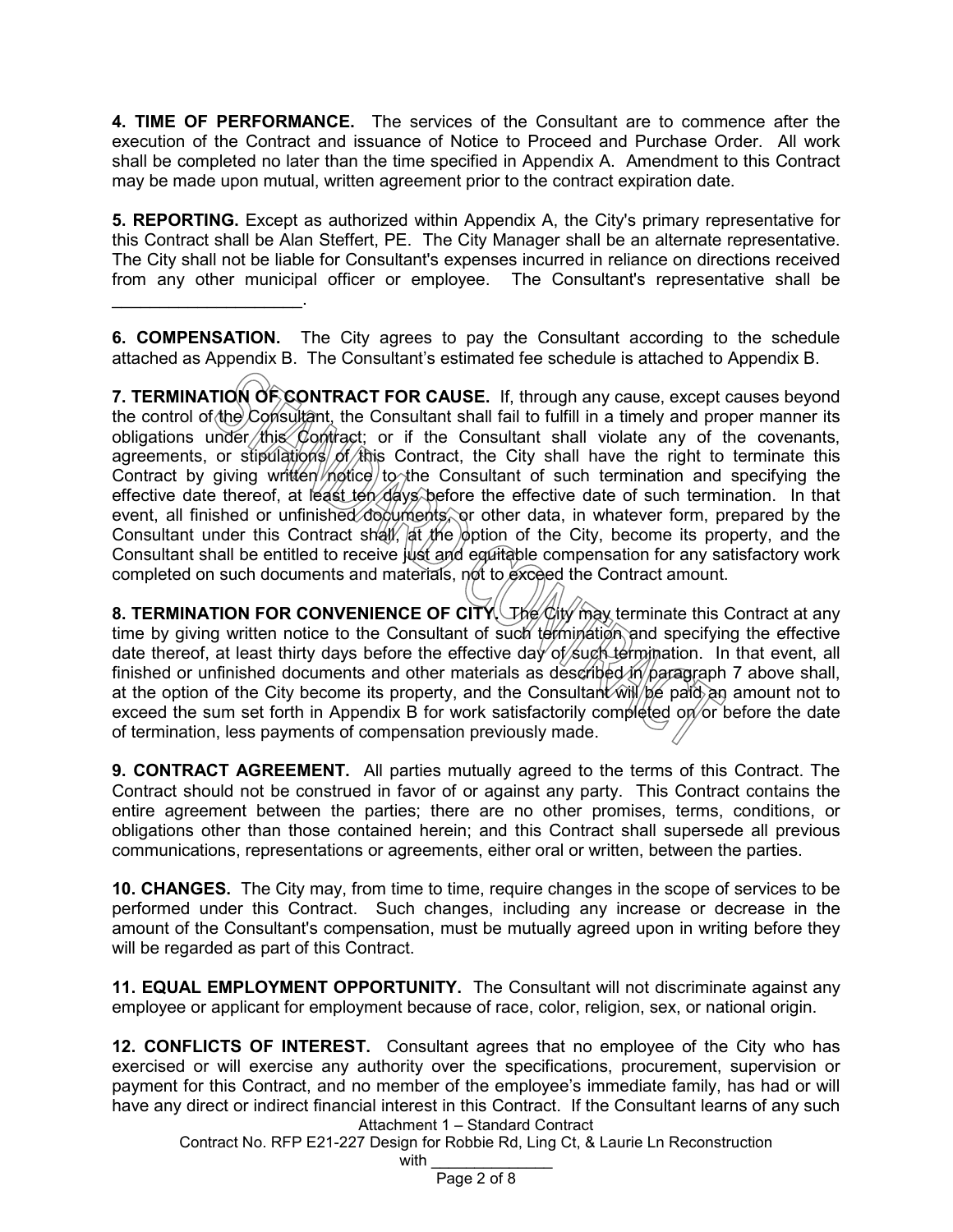**4. TIME OF PERFORMANCE.** The services of the Consultant are to commence after the execution of the Contract and issuance of Notice to Proceed and Purchase Order. All work shall be completed no later than the time specified in Appendix A. Amendment to this Contract may be made upon mutual, written agreement prior to the contract expiration date.

**5. REPORTING.** Except as authorized within Appendix A, the City's primary representative for this Contract shall be Alan Steffert, PE. The City Manager shall be an alternate representative. The City shall not be liable for Consultant's expenses incurred in reliance on directions received from any other municipal officer or employee. The Consultant's representative shall be ____________________.

**6. COMPENSATION.** The City agrees to pay the Consultant according to the schedule attached as Appendix B. The Consultant's estimated fee schedule is attached to Appendix B.

**7. TERMINATION OF CONTRACT FOR CAUSE.** If, through any cause, except causes beyond the control of the Consultant, the Consultant shall fail to fulfill in a timely and proper manner its obligations under this Contract; or if the Consultant shall violate any of the covenants, agreements, or stipulations of this Contract, the City shall have the right to terminate this Contract by giving written notice to the Consultant of such termination and specifying the effective date thereof, at least ten days before the effective date of such termination. In that event, all finished or unfinished documents, or other data, in whatever form, prepared by the Consultant under this Contract shall, at the option of the City, become its property, and the Consultant shall be entitled to receive just and equitable compensation for any satisfactory work completed on such documents and materials, not to exceed the Contract amount.

**8. TERMINATION FOR CONVENIENCE OF CITY.** The City may terminate this Contract at any time by giving written notice to the Consultant of such termination and specifying the effective date thereof, at least thirty days before the effective day of such termination. In that event, all finished or unfinished documents and other materials as described in paragraph 7 above shall, at the option of the City become its property, and the Consultant will be paid an amount not to exceed the sum set forth in Appendix B for work satisfactorily completed on or before the date of termination, less payments of compensation previously made.

**9. CONTRACT AGREEMENT.** All parties mutually agreed to the terms of this Contract. The Contract should not be construed in favor of or against any party. This Contract contains the entire agreement between the parties; there are no other promises, terms, conditions, or obligations other than those contained herein; and this Contract shall supersede all previous communications, representations or agreements, either oral or written, between the parties.

**10. CHANGES.** The City may, from time to time, require changes in the scope of services to be performed under this Contract. Such changes, including any increase or decrease in the amount of the Consultant's compensation, must be mutually agreed upon in writing before they will be regarded as part of this Contract.

**11. EQUAL EMPLOYMENT OPPORTUNITY.** The Consultant will not discriminate against any employee or applicant for employment because of race, color, religion, sex, or national origin.

**12. CONFLICTS OF INTEREST.** Consultant agrees that no employee of the City who has exercised or will exercise any authority over the specifications, procurement, supervision or payment for this Contract, and no member of the employee's immediate family, has had or will have any direct or indirect financial interest in this Contract. If the Consultant learns of any such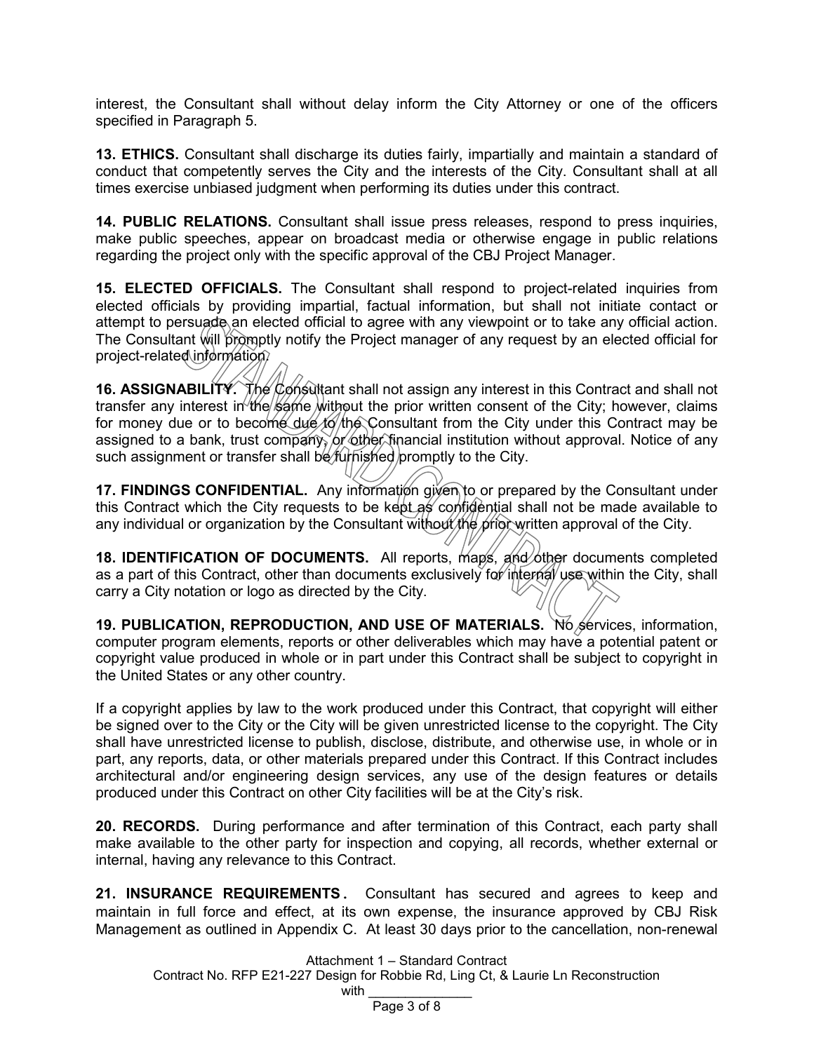interest, the Consultant shall without delay inform the City Attorney or one of the officers specified in Paragraph 5.

**13. ETHICS.** Consultant shall discharge its duties fairly, impartially and maintain a standard of conduct that competently serves the City and the interests of the City. Consultant shall at all times exercise unbiased judgment when performing its duties under this contract.

**14. PUBLIC RELATIONS.** Consultant shall issue press releases, respond to press inquiries, make public speeches, appear on broadcast media or otherwise engage in public relations regarding the project only with the specific approval of the CBJ Project Manager.

**15. ELECTED OFFICIALS.** The Consultant shall respond to project-related inquiries from elected officials by providing impartial, factual information, but shall not initiate contact or attempt to persuade an elected official to agree with any viewpoint or to take any official action. The Consultant will promptly notify the Project manager of any request by an elected official for project-related information.

**16. ASSIGNABILITY.** The Consultant shall not assign any interest in this Contract and shall not transfer any interest in the same without the prior written consent of the City; however, claims for money due or to become due to the Consultant from the City under this Contract may be assigned to a bank, trust company, or other financial institution without approval. Notice of any such assignment or transfer shall be furnished promptly to the City.

**17. FINDINGS CONFIDENTIAL.** Any information given to or prepared by the Consultant under this Contract which the City requests to be kept as confidential shall not be made available to any individual or organization by the Consultant without the prior written approval of the City.

**18. IDENTIFICATION OF DOCUMENTS.** All reports, maps, and other documents completed as a part of this Contract, other than documents exclusively for internal use within the City, shall carry a City notation or logo as directed by the City.

**19. PUBLICATION, REPRODUCTION, AND USE OF MATERIALS.** No services, information, computer program elements, reports or other deliverables which may have a potential patent or copyright value produced in whole or in part under this Contract shall be subject to copyright in the United States or any other country.

If a copyright applies by law to the work produced under this Contract, that copyright will either be signed over to the City or the City will be given unrestricted license to the copyright. The City shall have unrestricted license to publish, disclose, distribute, and otherwise use, in whole or in part, any reports, data, or other materials prepared under this Contract. If this Contract includes architectural and/or engineering design services, any use of the design features or details produced under this Contract on other City facilities will be at the City's risk.

**20. RECORDS.** During performance and after termination of this Contract, each party shall make available to the other party for inspection and copying, all records, whether external or internal, having any relevance to this Contract.

**21. INSURANCE REQUIREMENTS.** Consultant has secured and agrees to keep and maintain in full force and effect, at its own expense, the insurance approved by CBJ Risk Management as outlined in Appendix C. At least 30 days prior to the cancellation, non-renewal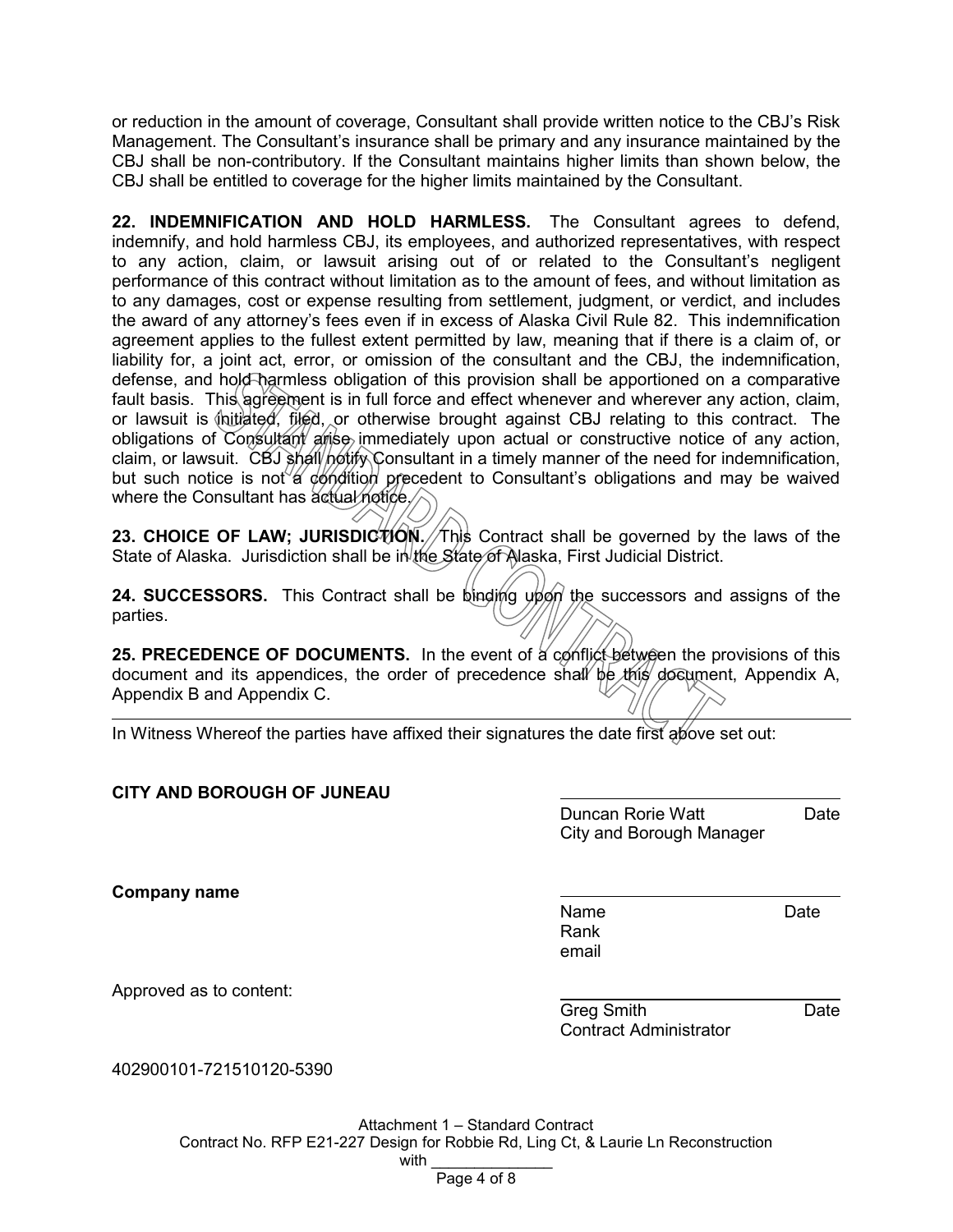or reduction in the amount of coverage, Consultant shall provide written notice to the CBJ's Risk Management. The Consultant's insurance shall be primary and any insurance maintained by the CBJ shall be non-contributory. If the Consultant maintains higher limits than shown below, the CBJ shall be entitled to coverage for the higher limits maintained by the Consultant.

**22. INDEMNIFICATION AND HOLD HARMLESS.** The Consultant agrees to defend, indemnify, and hold harmless CBJ, its employees, and authorized representatives, with respect to any action, claim, or lawsuit arising out of or related to the Consultant's negligent performance of this contract without limitation as to the amount of fees, and without limitation as to any damages, cost or expense resulting from settlement, judgment, or verdict, and includes the award of any attorney's fees even if in excess of Alaska Civil Rule 82. This indemnification agreement applies to the fullest extent permitted by law, meaning that if there is a claim of, or liability for, a joint act, error, or omission of the consultant and the CBJ, the indemnification, defense, and hold harmless obligation of this provision shall be apportioned on a comparative fault basis. This agreement is in full force and effect whenever and wherever any action, claim, or lawsuit is initiated, filed, or otherwise brought against CBJ relating to this contract. The obligations of Consultant arise immediately upon actual or constructive notice of any action, claim, or lawsuit. CBJ shall notify Consultant in a timely manner of the need for indemnification, but such notice is not a condition precedent to Consultant's obligations and may be waived where the Consultant has actual notice.

**23. CHOICE OF LAW; JURISDICTION.** This Contract shall be governed by the laws of the State of Alaska. Jurisdiction shall be in the State of Alaska, First Judicial District.

**24. SUCCESSORS.** This Contract shall be binding upon the successors and assigns of the parties.

**25. PRECEDENCE OF DOCUMENTS.** In the event of a conflict between the provisions of this document and its appendices, the order of precedence shall be this document, Appendix A, Appendix B and Appendix C.

---

In Witness Whereof the parties have affixed their signatures the date first above set out:

**CITY AND BOROUGH OF JUNEAU**

\_\_\_\_\_\_\_\_\_\_\_\_\_\_\_\_\_\_\_\_\_\_\_\_\_\_\_\_\_\_
Duncan Rorie Watt Date
City and Borough Manager

**Company name**

\_\_\_\_\_\_\_\_\_\_\_\_\_\_\_\_\_\_\_\_\_\_\_\_\_\_\_\_\_\_
Name Date
Rank
email

Approved as to content:

\_\_\_\_\_\_\_\_\_\_\_\_\_\_\_\_\_\_\_\_\_\_\_\_\_\_\_\_\_\_
Greg Smith Date
Contract Administrator

402900101-721510120-5390

Attachment 1 – Standard Contract
Contract No. RFP E21-227 Design for Robbie Rd, Ling Ct, & Laurie Ln Reconstruction
with \_\_\_\_\_\_\_\_\_\_\_\_\_\_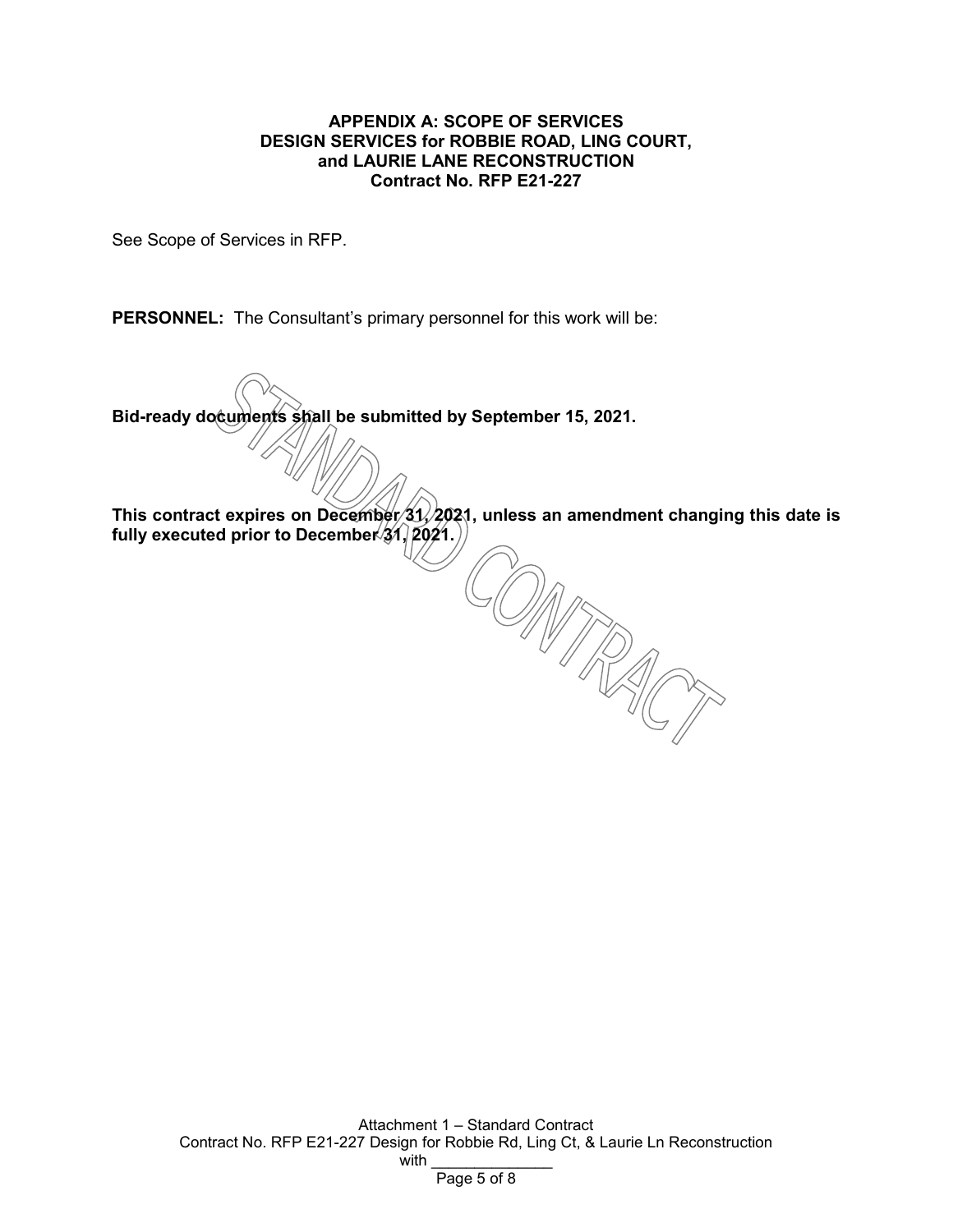# APPENDIX A: SCOPE OF SERVICES
## DESIGN SERVICES for ROBBIE ROAD, LING COURT, and LAURIE LANE RECONSTRUCTION
## Contract No. RFP E21-227

See Scope of Services in RFP.

**PERSONNEL:** The Consultant's primary personnel for this work will be:

**Bid-ready documents shall be submitted by September 15, 2021.**

**This contract expires on December 31, 2021, unless an amendment changing this date is fully executed prior to December 31, 2021.**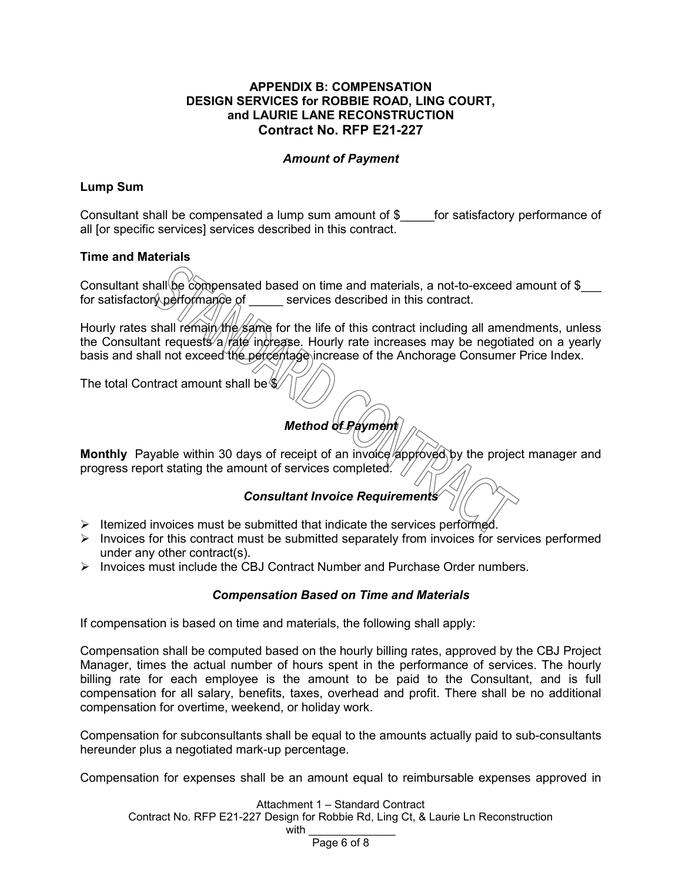## APPENDIX B: COMPENSATION
## DESIGN SERVICES for ROBBIE ROAD, LING COURT, and LAURIE LANE RECONSTRUCTION
## Contract No. RFP E21-227

### *Amount of Payment*

**Lump Sum**

Consultant shall be compensated a lump sum amount of $_____for satisfactory performance of all [or specific services] services described in this contract.

**Time and Materials**

Consultant shall be compensated based on time and materials, a not-to-exceed amount of $___ for satisfactory performance of _____ services described in this contract.

Hourly rates shall remain the same for the life of this contract including all amendments, unless the Consultant requests a rate increase. Hourly rate increases may be negotiated on a yearly basis and shall not exceed the percentage increase of the Anchorage Consumer Price Index.

The total Contract amount shall be $

### *Method of Payment*

**Monthly** Payable within 30 days of receipt of an invoice approved by the project manager and progress report stating the amount of services completed.

### *Consultant Invoice Requirements*

- Itemized invoices must be submitted that indicate the services performed.
- Invoices for this contract must be submitted separately from invoices for services performed under any other contract(s).
- Invoices must include the CBJ Contract Number and Purchase Order numbers.

### *Compensation Based on Time and Materials*

If compensation is based on time and materials, the following shall apply:

Compensation shall be computed based on the hourly billing rates, approved by the CBJ Project Manager, times the actual number of hours spent in the performance of services. The hourly billing rate for each employee is the amount to be paid to the Consultant, and is full compensation for all salary, benefits, taxes, overhead and profit. There shall be no additional compensation for overtime, weekend, or holiday work.

Compensation for subconsultants shall be equal to the amounts actually paid to sub-consultants hereunder plus a negotiated mark-up percentage.

Compensation for expenses shall be an amount equal to reimbursable expenses approved in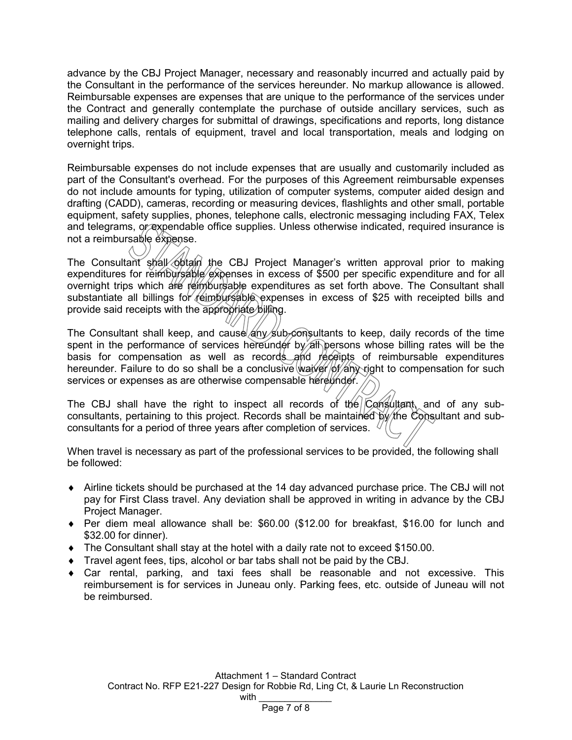advance by the CBJ Project Manager, necessary and reasonably incurred and actually paid by the Consultant in the performance of the services hereunder. No markup allowance is allowed. Reimbursable expenses are expenses that are unique to the performance of the services under the Contract and generally contemplate the purchase of outside ancillary services, such as mailing and delivery charges for submittal of drawings, specifications and reports, long distance telephone calls, rentals of equipment, travel and local transportation, meals and lodging on overnight trips.

Reimbursable expenses do not include expenses that are usually and customarily included as part of the Consultant's overhead. For the purposes of this Agreement reimbursable expenses do not include amounts for typing, utilization of computer systems, computer aided design and drafting (CADD), cameras, recording or measuring devices, flashlights and other small, portable equipment, safety supplies, phones, telephone calls, electronic messaging including FAX, Telex and telegrams, or expendable office supplies. Unless otherwise indicated, required insurance is not a reimbursable expense.

The Consultant shall obtain the CBJ Project Manager's written approval prior to making expenditures for reimbursable expenses in excess of $500 per specific expenditure and for all overnight trips which are reimbursable expenditures as set forth above. The Consultant shall substantiate all billings for reimbursable expenses in excess of $25 with receipted bills and provide said receipts with the appropriate billing.

The Consultant shall keep, and cause any sub-consultants to keep, daily records of the time spent in the performance of services hereunder by all persons whose billing rates will be the basis for compensation as well as records and receipts of reimbursable expenditures hereunder. Failure to do so shall be a conclusive waiver of any right to compensation for such services or expenses as are otherwise compensable hereunder.

The CBJ shall have the right to inspect all records of the Consultant, and of any sub-consultants, pertaining to this project. Records shall be maintained by the Consultant and sub-consultants for a period of three years after completion of services.

When travel is necessary as part of the professional services to be provided, the following shall be followed:

- Airline tickets should be purchased at the 14 day advanced purchase price. The CBJ will not pay for First Class travel. Any deviation shall be approved in writing in advance by the CBJ Project Manager.
- Per diem meal allowance shall be: $60.00 ($12.00 for breakfast, $16.00 for lunch and $32.00 for dinner).
- The Consultant shall stay at the hotel with a daily rate not to exceed $150.00.
- Travel agent fees, tips, alcohol or bar tabs shall not be paid by the CBJ.
- Car rental, parking, and taxi fees shall be reasonable and not excessive. This reimbursement is for services in Juneau only. Parking fees, etc. outside of Juneau will not be reimbursed.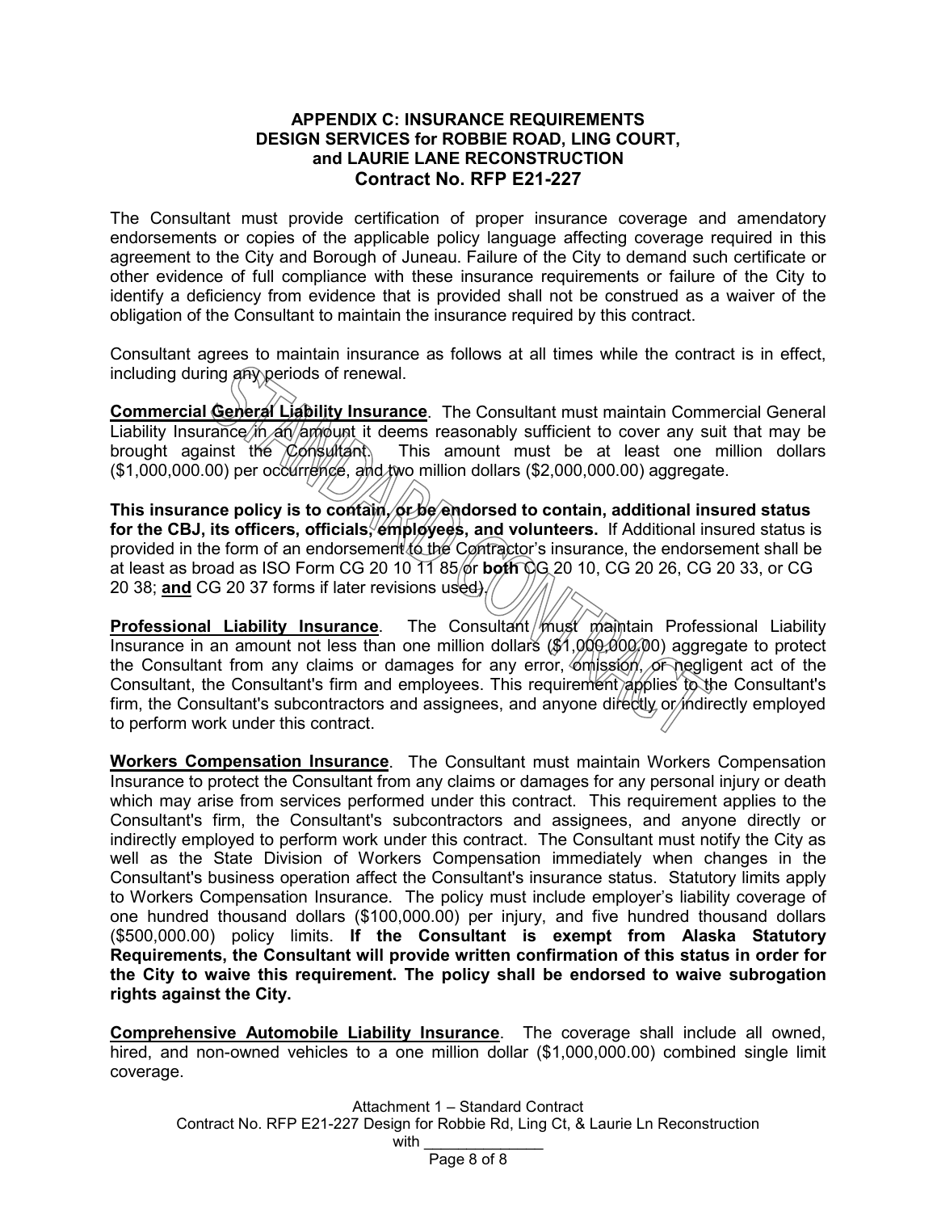**APPENDIX C: INSURANCE REQUIREMENTS**
**DESIGN SERVICES for ROBBIE ROAD, LING COURT, and LAURIE LANE RECONSTRUCTION**
**Contract No. RFP E21-227**

The Consultant must provide certification of proper insurance coverage and amendatory endorsements or copies of the applicable policy language affecting coverage required in this agreement to the City and Borough of Juneau. Failure of the City to demand such certificate or other evidence of full compliance with these insurance requirements or failure of the City to identify a deficiency from evidence that is provided shall not be construed as a waiver of the obligation of the Consultant to maintain the insurance required by this contract.

Consultant agrees to maintain insurance as follows at all times while the contract is in effect, including during any periods of renewal.

**Commercial General Liability Insurance**. The Consultant must maintain Commercial General Liability Insurance in an amount it deems reasonably sufficient to cover any suit that may be brought against the Consultant. This amount must be at least one million dollars ($1,000,000.00) per occurrence, and two million dollars ($2,000,000.00) aggregate.

**This insurance policy is to contain, or be endorsed to contain, additional insured status for the CBJ, its officers, officials, employees, and volunteers.** If Additional insured status is provided in the form of an endorsement to the Contractor's insurance, the endorsement shall be at least as broad as ISO Form CG 20 10 11 85 or **both** CG 20 10, CG 20 26, CG 20 33, or CG 20 38; **and** CG 20 37 forms if later revisions used).

**Professional Liability Insurance**. The Consultant must maintain Professional Liability Insurance in an amount not less than one million dollars ($1,000,000.00) aggregate to protect the Consultant from any claims or damages for any error, omission, or negligent act of the Consultant, the Consultant's firm and employees. This requirement applies to the Consultant's firm, the Consultant's subcontractors and assignees, and anyone directly or indirectly employed to perform work under this contract.

**Workers Compensation Insurance**. The Consultant must maintain Workers Compensation Insurance to protect the Consultant from any claims or damages for any personal injury or death which may arise from services performed under this contract. This requirement applies to the Consultant's firm, the Consultant's subcontractors and assignees, and anyone directly or indirectly employed to perform work under this contract. The Consultant must notify the City as well as the State Division of Workers Compensation immediately when changes in the Consultant's business operation affect the Consultant's insurance status. Statutory limits apply to Workers Compensation Insurance. The policy must include employer's liability coverage of one hundred thousand dollars ($100,000.00) per injury, and five hundred thousand dollars ($500,000.00) policy limits. **If the Consultant is exempt from Alaska Statutory Requirements, the Consultant will provide written confirmation of this status in order for the City to waive this requirement. The policy shall be endorsed to waive subrogation rights against the City.**

**Comprehensive Automobile Liability Insurance**. The coverage shall include all owned, hired, and non-owned vehicles to a one million dollar ($1,000,000.00) combined single limit coverage.